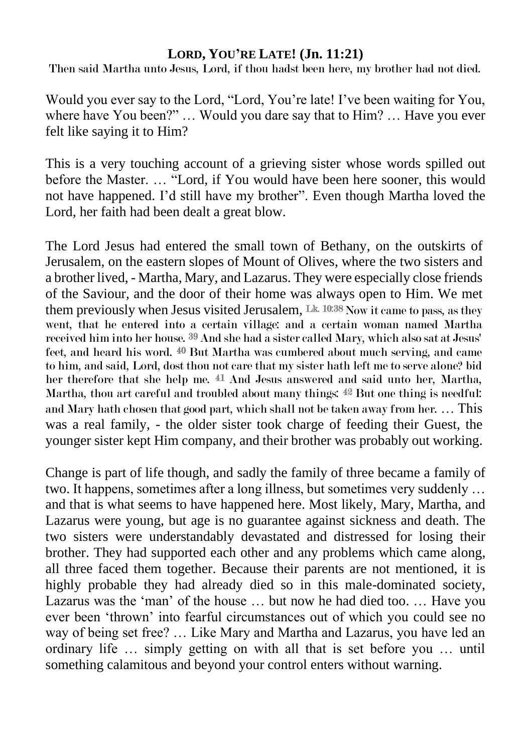# LORD, YOU'RE LATE! (Jn. 11:21)

Then said Martha unto Jesus, Lord, if thou hadst been here, my brother had not died.

Would you ever say to the Lord, "Lord, You're late! I've been waiting for You, where have You been?" … Would you dare say that to Him? … Have you ever felt like saying it to Him?

This is a very touching account of a grieving sister whose words spilled out before the Master. … "Lord, if You would have been here sooner, this would not have happened. I'd still have my brother". Even though Martha loved the Lord, her faith had been dealt a great blow.

The Lord Jesus had entered the small town of Bethany, on the outskirts of Jerusalem, on the eastern slopes of Mount of Olives, where the two sisters and a brother lived, - Martha, Mary, and Lazarus. They were especially close friends of the Saviour, and the door of their home was always open to Him. We met them previously when Jesus visited Jerusalem, Lk. 10:38 Now it came to pass, as they went, that he entered into a certain village: and a certain woman named Martha received him into her house. 39 And she had a sister called Mary, which also sat at Jesus' feet, and heard his word. 40 But Martha was cumbered about much serving, and came to him, and said, Lord, dost thou not care that my sister hath left me to serve alone? bid her therefore that she help me. 41 And Jesus answered and said unto her, Martha, Martha, thou art careful and troubled about many things: 42 But one thing is needful: and Mary hath chosen that good part, which shall not be taken away from her. … This was a real family, - the older sister took charge of feeding their Guest, the younger sister kept Him company, and their brother was probably out working.

Change is part of life though, and sadly the family of three became a family of two. It happens, sometimes after a long illness, but sometimes very suddenly … and that is what seems to have happened here. Most likely, Mary, Martha, and Lazarus were young, but age is no guarantee against sickness and death. The two sisters were understandably devastated and distressed for losing their brother. They had supported each other and any problems which came along, all three faced them together. Because their parents are not mentioned, it is highly probable they had already died so in this male-dominated society, Lazarus was the 'man' of the house … but now he had died too. … Have you ever been 'thrown' into fearful circumstances out of which you could see no way of being set free? … Like Mary and Martha and Lazarus, you have led an ordinary life … simply getting on with all that is set before you … until something calamitous and beyond your control enters without warning.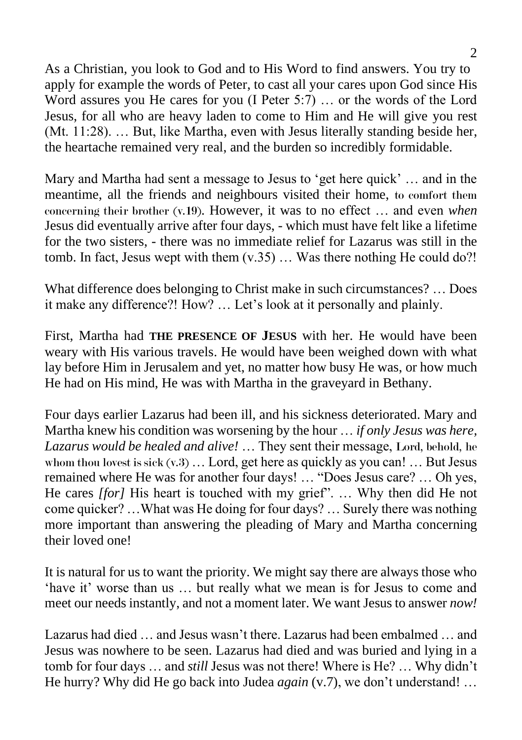As a Christian, you look to God and to His Word to find answers. You try to apply for example the words of Peter, to cast all your cares upon God since His Word assures you He cares for you (I Peter 5:7) … or the words of the Lord Jesus, for all who are heavy laden to come to Him and He will give you rest (Mt. 11:28). … But, like Martha, even with Jesus literally standing beside her, the heartache remained very real, and the burden so incredibly formidable.

Mary and Martha had sent a message to Jesus to 'get here quick' … and in the meantime, all the friends and neighbours visited their home, to comfort them concerning their brother (v.19). However, it was to no effect … and even *when* Jesus did eventually arrive after four days, - which must have felt like a lifetime for the two sisters, - there was no immediate relief for Lazarus was still in the tomb. In fact, Jesus wept with them (v.35) … Was there nothing He could do?!

What difference does belonging to Christ make in such circumstances? … Does it make any difference?! How? … Let's look at it personally and plainly.

First, Martha had **THE PRESENCE OF JESUS** with her. He would have been weary with His various travels. He would have been weighed down with what lay before Him in Jerusalem and yet, no matter how busy He was, or how much He had on His mind, He was with Martha in the graveyard in Bethany.

Four days earlier Lazarus had been ill, and his sickness deteriorated. Mary and Martha knew his condition was worsening by the hour … *if only Jesus was here, Lazarus would be healed and alive!* … They sent their message, Lord, behold, he whom thou lovest is sick (v.3) … Lord, get here as quickly as you can! … But Jesus remained where He was for another four days! … "Does Jesus care? … Oh yes, He cares *[for]* His heart is touched with my grief". … Why then did He not come quicker? …What was He doing for four days? … Surely there was nothing more important than answering the pleading of Mary and Martha concerning their loved one!

It is natural for us to want the priority. We might say there are always those who 'have it' worse than us … but really what we mean is for Jesus to come and meet our needs instantly, and not a moment later. We want Jesus to answer *now!*

Lazarus had died … and Jesus wasn't there. Lazarus had been embalmed … and Jesus was nowhere to be seen. Lazarus had died and was buried and lying in a tomb for four days … and *still* Jesus was not there! Where is He? … Why didn't He hurry? Why did He go back into Judea *again* (v.7), we don't understand! …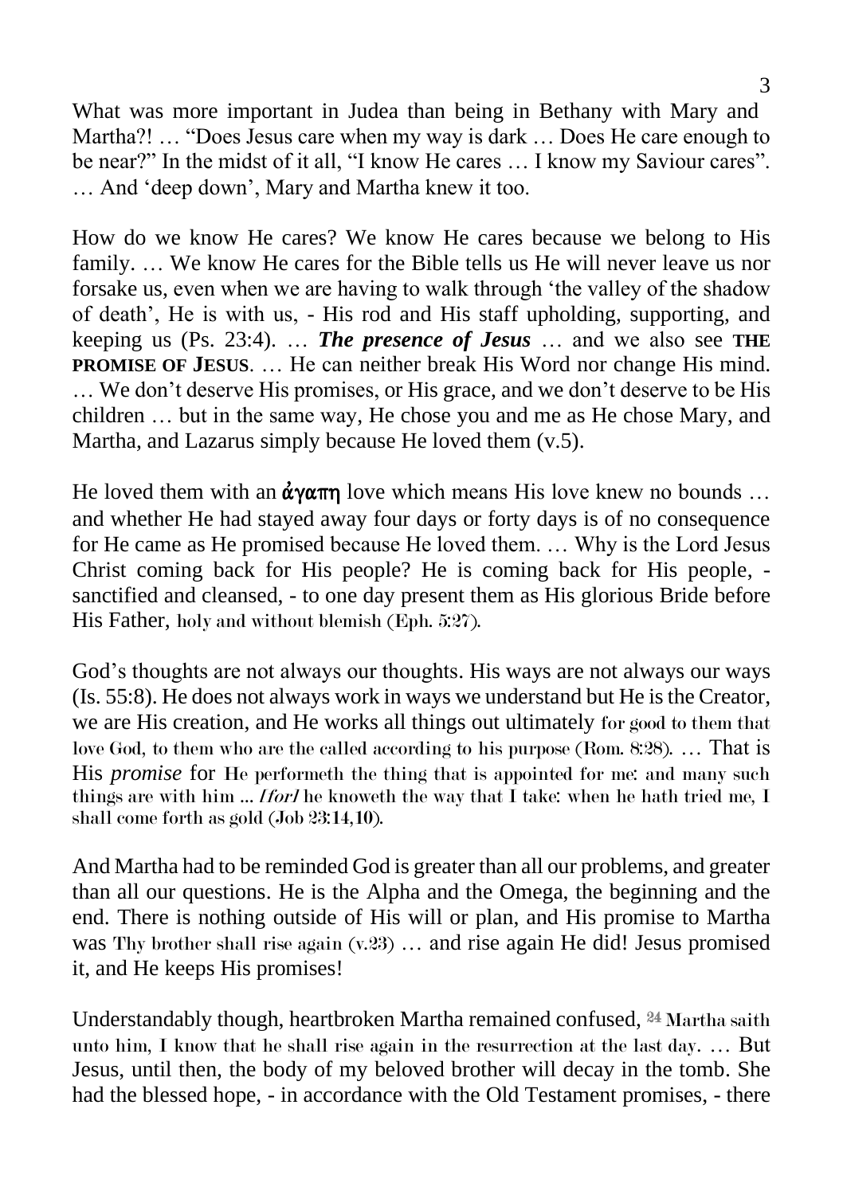What was more important in Judea than being in Bethany with Mary and Martha?! … "Does Jesus care when my way is dark … Does He care enough to be near?" In the midst of it all, "I know He cares … I know my Saviour cares". … And 'deep down', Mary and Martha knew it too.

How do we know He cares? We know He cares because we belong to His family. … We know He cares for the Bible tells us He will never leave us nor forsake us, even when we are having to walk through 'the valley of the shadow of death', He is with us, - His rod and His staff upholding, supporting, and keeping us (Ps. 23:4). … ***The presence of Jesus*** … and we also see **THE PROMISE OF JESUS**. … He can neither break His Word nor change His mind. … We don't deserve His promises, or His grace, and we don't deserve to be His children … but in the same way, He chose you and me as He chose Mary, and Martha, and Lazarus simply because He loved them (v.5).

He loved them with an **ἀγαπη** love which means His love knew no bounds … and whether He had stayed away four days or forty days is of no consequence for He came as He promised because He loved them. … Why is the Lord Jesus Christ coming back for His people? He is coming back for His people, - sanctified and cleansed, - to one day present them as His glorious Bride before His Father, holy and without blemish (Eph. 5:27).

God's thoughts are not always our thoughts. His ways are not always our ways (Is. 55:8). He does not always work in ways we understand but He is the Creator, we are His creation, and He works all things out ultimately for good to them that love God, to them who are the called according to his purpose (Rom. 8:28). … That is His *promise* for He performeth the thing that is appointed for me: and many such things are with him ... *[for]* he knoweth the way that I take: when he hath tried me, I shall come forth as gold (Job 23:14,10).

And Martha had to be reminded God is greater than all our problems, and greater than all our questions. He is the Alpha and the Omega, the beginning and the end. There is nothing outside of His will or plan, and His promise to Martha was Thy brother shall rise again (v.23) … and rise again He did! Jesus promised it, and He keeps His promises!

Understandably though, heartbroken Martha remained confused, 24 Martha saith unto him, I know that he shall rise again in the resurrection at the last day. … But Jesus, until then, the body of my beloved brother will decay in the tomb. She had the blessed hope, - in accordance with the Old Testament promises, - there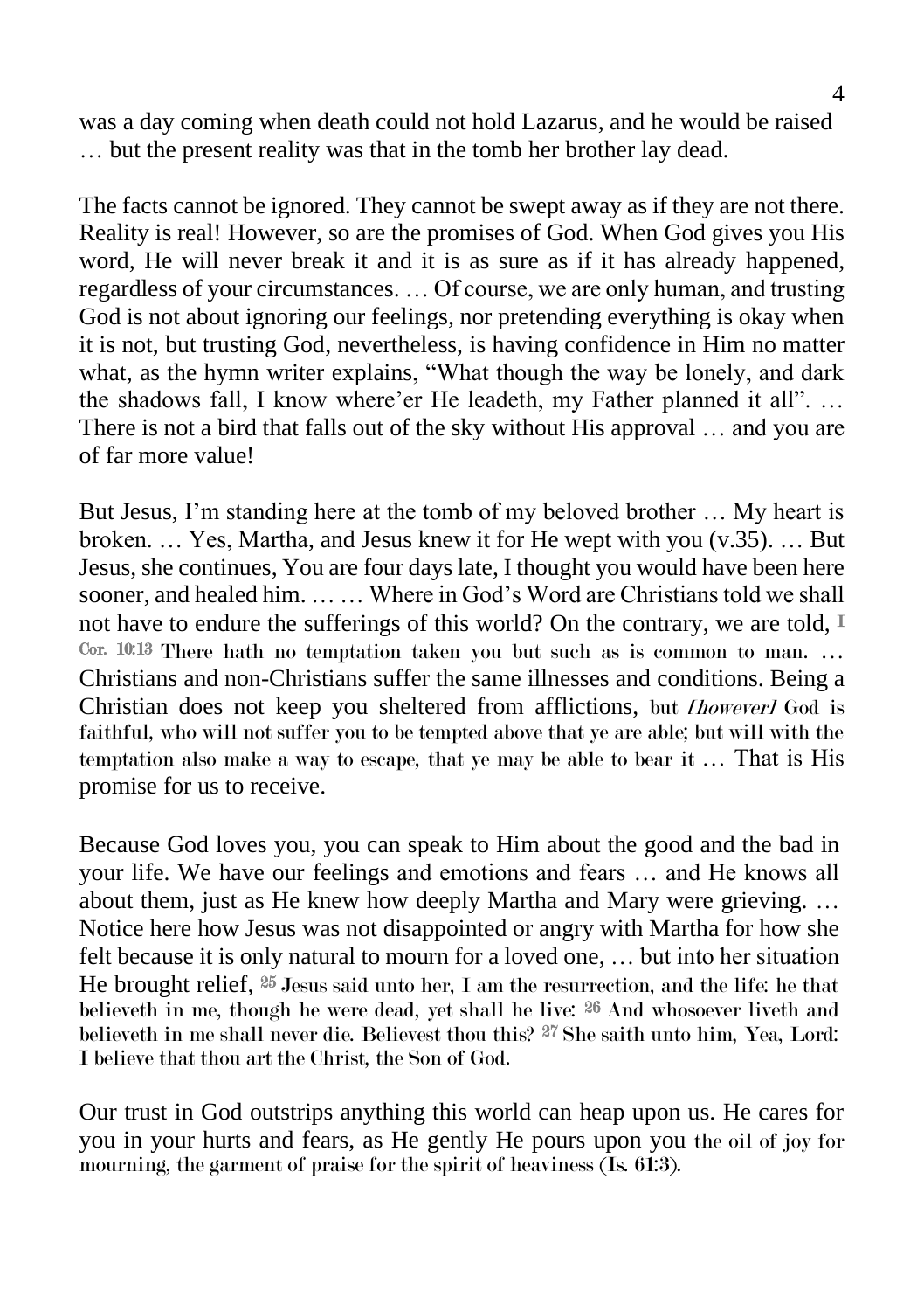was a day coming when death could not hold Lazarus, and he would be raised … but the present reality was that in the tomb her brother lay dead.

The facts cannot be ignored. They cannot be swept away as if they are not there. Reality is real! However, so are the promises of God. When God gives you His word, He will never break it and it is as sure as if it has already happened, regardless of your circumstances. … Of course, we are only human, and trusting God is not about ignoring our feelings, nor pretending everything is okay when it is not, but trusting God, nevertheless, is having confidence in Him no matter what, as the hymn writer explains, "What though the way be lonely, and dark the shadows fall, I know where'er He leadeth, my Father planned it all". … There is not a bird that falls out of the sky without His approval … and you are of far more value!

But Jesus, I'm standing here at the tomb of my beloved brother … My heart is broken. … Yes, Martha, and Jesus knew it for He wept with you (v.35). … But Jesus, she continues, You are four days late, I thought you would have been here sooner, and healed him. … … Where in God's Word are Christians told we shall not have to endure the sufferings of this world? On the contrary, we are told, I Cor. 10:13 There hath no temptation taken you but such as is common to man. … Christians and non-Christians suffer the same illnesses and conditions. Being a Christian does not keep you sheltered from afflictions, but *[however]* God is faithful, who will not suffer you to be tempted above that ye are able; but will with the temptation also make a way to escape, that ye may be able to bear it … That is His promise for us to receive.

Because God loves you, you can speak to Him about the good and the bad in your life. We have our feelings and emotions and fears … and He knows all about them, just as He knew how deeply Martha and Mary were grieving. … Notice here how Jesus was not disappointed or angry with Martha for how she felt because it is only natural to mourn for a loved one, … but into her situation He brought relief, 25 Jesus said unto her, I am the resurrection, and the life: he that believeth in me, though he were dead, yet shall he live: 26 And whosoever liveth and believeth in me shall never die. Believest thou this? 27 She saith unto him, Yea, Lord: I believe that thou art the Christ, the Son of God.

Our trust in God outstrips anything this world can heap upon us. He cares for you in your hurts and fears, as He gently He pours upon you the oil of joy for mourning, the garment of praise for the spirit of heaviness (Is. 61:3).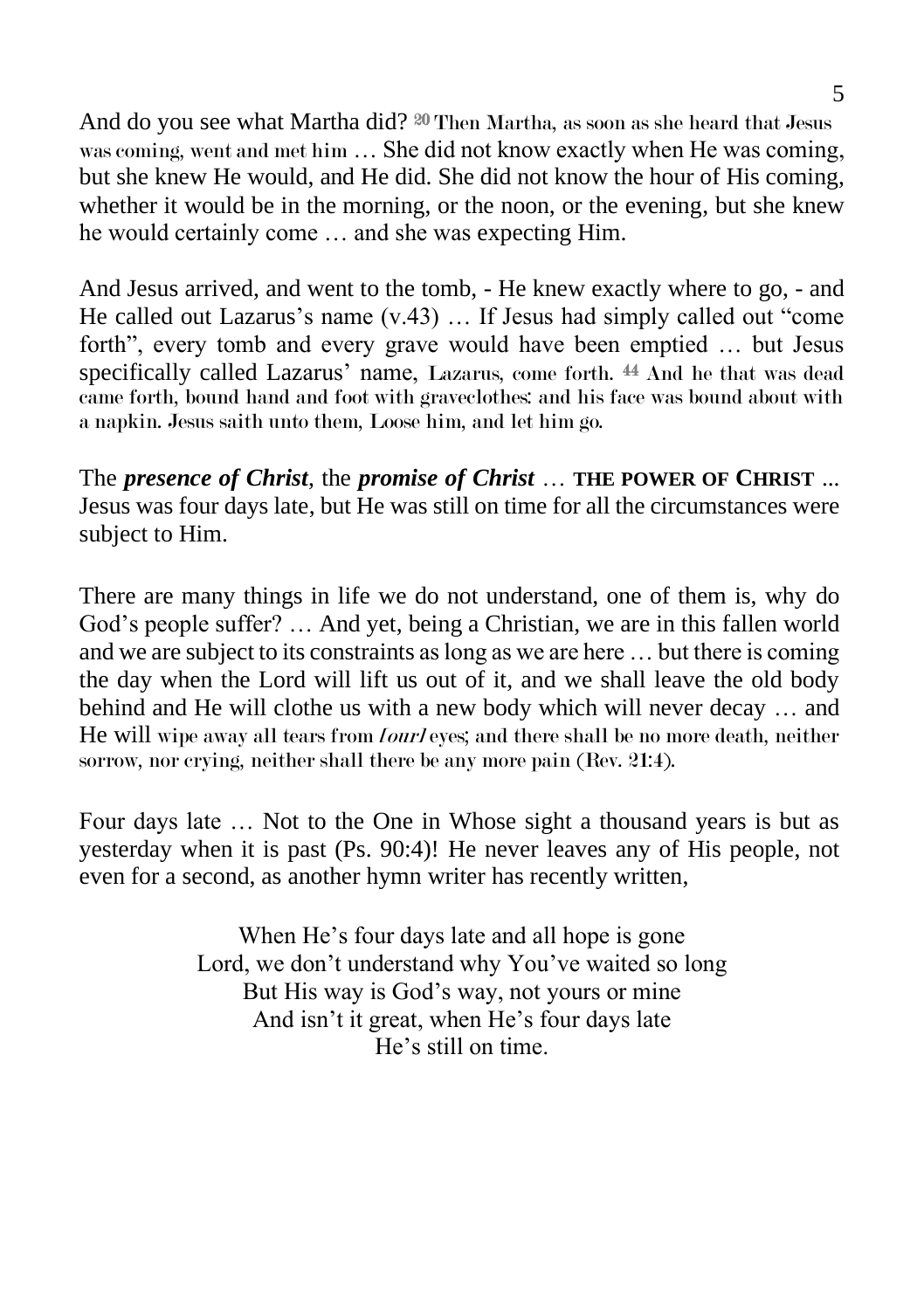And do you see what Martha did? 20 Then Martha, as soon as she heard that Jesus was coming, went and met him … She did not know exactly when He was coming, but she knew He would, and He did. She did not know the hour of His coming, whether it would be in the morning, or the noon, or the evening, but she knew he would certainly come … and she was expecting Him.

And Jesus arrived, and went to the tomb, - He knew exactly where to go, - and He called out Lazarus's name (v.43) … If Jesus had simply called out "come forth", every tomb and every grave would have been emptied … but Jesus specifically called Lazarus' name, Lazarus, come forth. 44 And he that was dead came forth, bound hand and foot with graveclothes: and his face was bound about with a napkin. Jesus saith unto them, Loose him, and let him go.

The ***presence of Christ***, the ***promise of Christ*** … **THE POWER OF CHRIST** ... Jesus was four days late, but He was still on time for all the circumstances were subject to Him.

There are many things in life we do not understand, one of them is, why do God's people suffer? … And yet, being a Christian, we are in this fallen world and we are subject to its constraints as long as we are here … but there is coming the day when the Lord will lift us out of it, and we shall leave the old body behind and He will clothe us with a new body which will never decay … and He will wipe away all tears from *[our]* eyes; and there shall be no more death, neither sorrow, nor crying, neither shall there be any more pain (Rev. 21:4).

Four days late … Not to the One in Whose sight a thousand years is but as yesterday when it is past (Ps. 90:4)! He never leaves any of His people, not even for a second, as another hymn writer has recently written,

When He's four days late and all hope is gone  
Lord, we don't understand why You've waited so long  
But His way is God's way, not yours or mine  
And isn't it great, when He's four days late  
He's still on time.